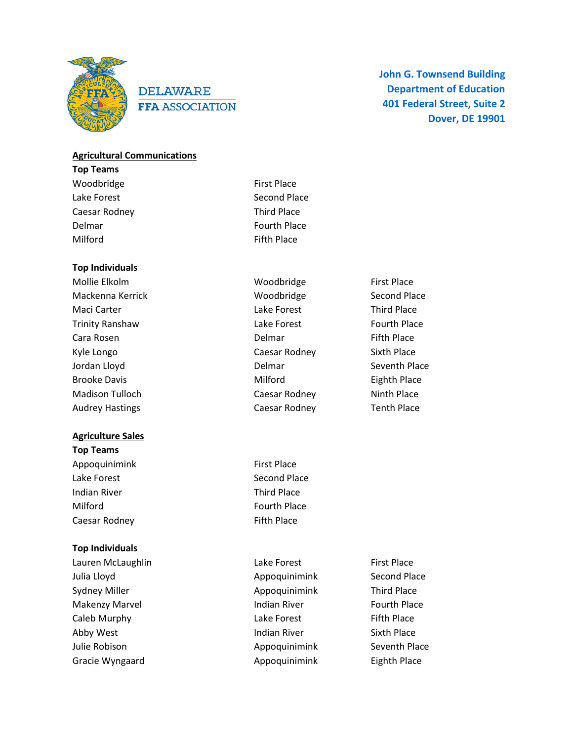DELAWARE
FFA ASSOCIATION

**John G. Townsend Building**
**Department of Education**
**401 Federal Street, Suite 2**
**Dover, DE 19901**

## Agricultural Communications

**Top Teams**

| Team | Place |
|---|---|
| Woodbridge | First Place |
| Lake Forest | Second Place |
| Caesar Rodney | Third Place |
| Delmar | Fourth Place |
| Milford | Fifth Place |

**Top Individuals**

| Name | School | Place |
|---|---|---|
| Mollie Elkolm | Woodbridge | First Place |
| Mackenna Kerrick | Woodbridge | Second Place |
| Maci Carter | Lake Forest | Third Place |
| Trinity Ranshaw | Lake Forest | Fourth Place |
| Cara Rosen | Delmar | Fifth Place |
| Kyle Longo | Caesar Rodney | Sixth Place |
| Jordan Lloyd | Delmar | Seventh Place |
| Brooke Davis | Milford | Eighth Place |
| Madison Tulloch | Caesar Rodney | Ninth Place |
| Audrey Hastings | Caesar Rodney | Tenth Place |

## Agriculture Sales

**Top Teams**

| Team | Place |
|---|---|
| Appoquinimink | First Place |
| Lake Forest | Second Place |
| Indian River | Third Place |
| Milford | Fourth Place |
| Caesar Rodney | Fifth Place |

**Top Individuals**

| Name | School | Place |
|---|---|---|
| Lauren McLaughlin | Lake Forest | First Place |
| Julia Lloyd | Appoquinimink | Second Place |
| Sydney Miller | Appoquinimink | Third Place |
| Makenzy Marvel | Indian River | Fourth Place |
| Caleb Murphy | Lake Forest | Fifth Place |
| Abby West | Indian River | Sixth Place |
| Julie Robison | Appoquinimink | Seventh Place |
| Gracie Wyngaard | Appoquinimink | Eighth Place |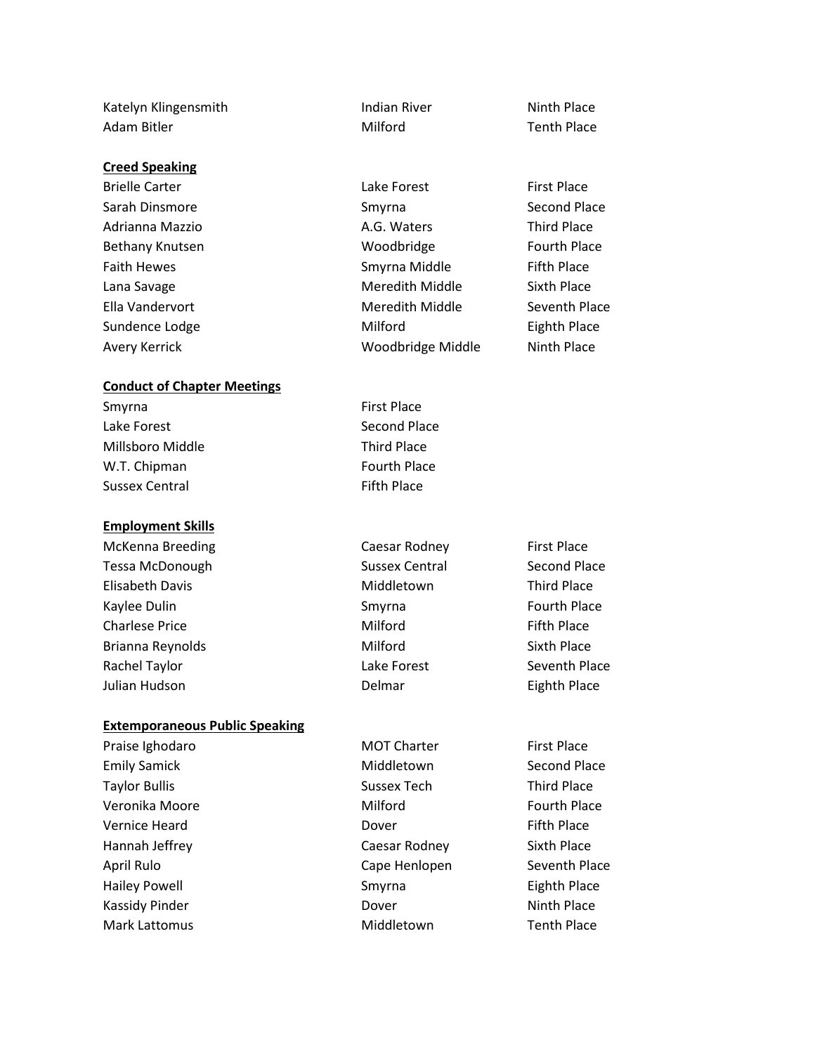| | | |
|---|---|---|
| Katelyn Klingensmith | Indian River | Ninth Place |
| Adam Bitler | Milford | Tenth Place |

**Creed Speaking**

| | | |
|---|---|---|
| Brielle Carter | Lake Forest | First Place |
| Sarah Dinsmore | Smyrna | Second Place |
| Adrianna Mazzio | A.G. Waters | Third Place |
| Bethany Knutsen | Woodbridge | Fourth Place |
| Faith Hewes | Smyrna Middle | Fifth Place |
| Lana Savage | Meredith Middle | Sixth Place |
| Ella Vandervort | Meredith Middle | Seventh Place |
| Sundence Lodge | Milford | Eighth Place |
| Avery Kerrick | Woodbridge Middle | Ninth Place |

**Conduct of Chapter Meetings**

| | |
|---|---|
| Smyrna | First Place |
| Lake Forest | Second Place |
| Millsboro Middle | Third Place |
| W.T. Chipman | Fourth Place |
| Sussex Central | Fifth Place |

**Employment Skills**

| | | |
|---|---|---|
| McKenna Breeding | Caesar Rodney | First Place |
| Tessa McDonough | Sussex Central | Second Place |
| Elisabeth Davis | Middletown | Third Place |
| Kaylee Dulin | Smyrna | Fourth Place |
| Charlese Price | Milford | Fifth Place |
| Brianna Reynolds | Milford | Sixth Place |
| Rachel Taylor | Lake Forest | Seventh Place |
| Julian Hudson | Delmar | Eighth Place |

**Extemporaneous Public Speaking**

| | | |
|---|---|---|
| Praise Ighodaro | MOT Charter | First Place |
| Emily Samick | Middletown | Second Place |
| Taylor Bullis | Sussex Tech | Third Place |
| Veronika Moore | Milford | Fourth Place |
| Vernice Heard | Dover | Fifth Place |
| Hannah Jeffrey | Caesar Rodney | Sixth Place |
| April Rulo | Cape Henlopen | Seventh Place |
| Hailey Powell | Smyrna | Eighth Place |
| Kassidy Pinder | Dover | Ninth Place |
| Mark Lattomus | Middletown | Tenth Place |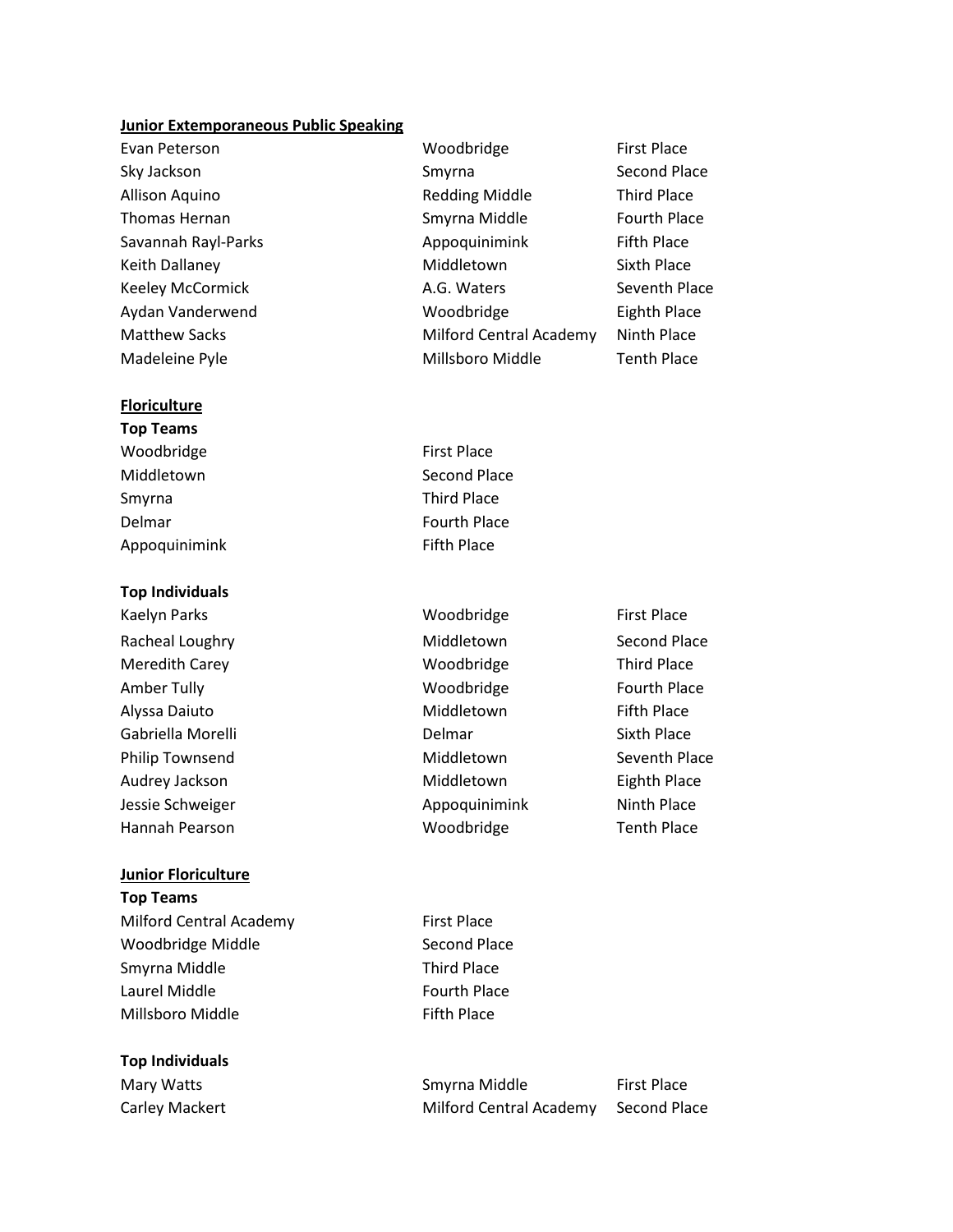**Junior Extemporaneous Public Speaking**

| | | |
|---|---|---|
| Evan Peterson | Woodbridge | First Place |
| Sky Jackson | Smyrna | Second Place |
| Allison Aquino | Redding Middle | Third Place |
| Thomas Hernan | Smyrna Middle | Fourth Place |
| Savannah Rayl-Parks | Appoquinimink | Fifth Place |
| Keith Dallaney | Middletown | Sixth Place |
| Keeley McCormick | A.G. Waters | Seventh Place |
| Aydan Vanderwend | Woodbridge | Eighth Place |
| Matthew Sacks | Milford Central Academy | Ninth Place |
| Madeleine Pyle | Millsboro Middle | Tenth Place |

**Floriculture**

**Top Teams**

| | |
|---|---|
| Woodbridge | First Place |
| Middletown | Second Place |
| Smyrna | Third Place |
| Delmar | Fourth Place |
| Appoquinimink | Fifth Place |

**Top Individuals**

| | | |
|---|---|---|
| Kaelyn Parks | Woodbridge | First Place |
| Racheal Loughry | Middletown | Second Place |
| Meredith Carey | Woodbridge | Third Place |
| Amber Tully | Woodbridge | Fourth Place |
| Alyssa Daiuto | Middletown | Fifth Place |
| Gabriella Morelli | Delmar | Sixth Place |
| Philip Townsend | Middletown | Seventh Place |
| Audrey Jackson | Middletown | Eighth Place |
| Jessie Schweiger | Appoquinimink | Ninth Place |
| Hannah Pearson | Woodbridge | Tenth Place |

**Junior Floriculture**

**Top Teams**

| | |
|---|---|
| Milford Central Academy | First Place |
| Woodbridge Middle | Second Place |
| Smyrna Middle | Third Place |
| Laurel Middle | Fourth Place |
| Millsboro Middle | Fifth Place |

**Top Individuals**

| | | |
|---|---|---|
| Mary Watts | Smyrna Middle | First Place |
| Carley Mackert | Milford Central Academy | Second Place |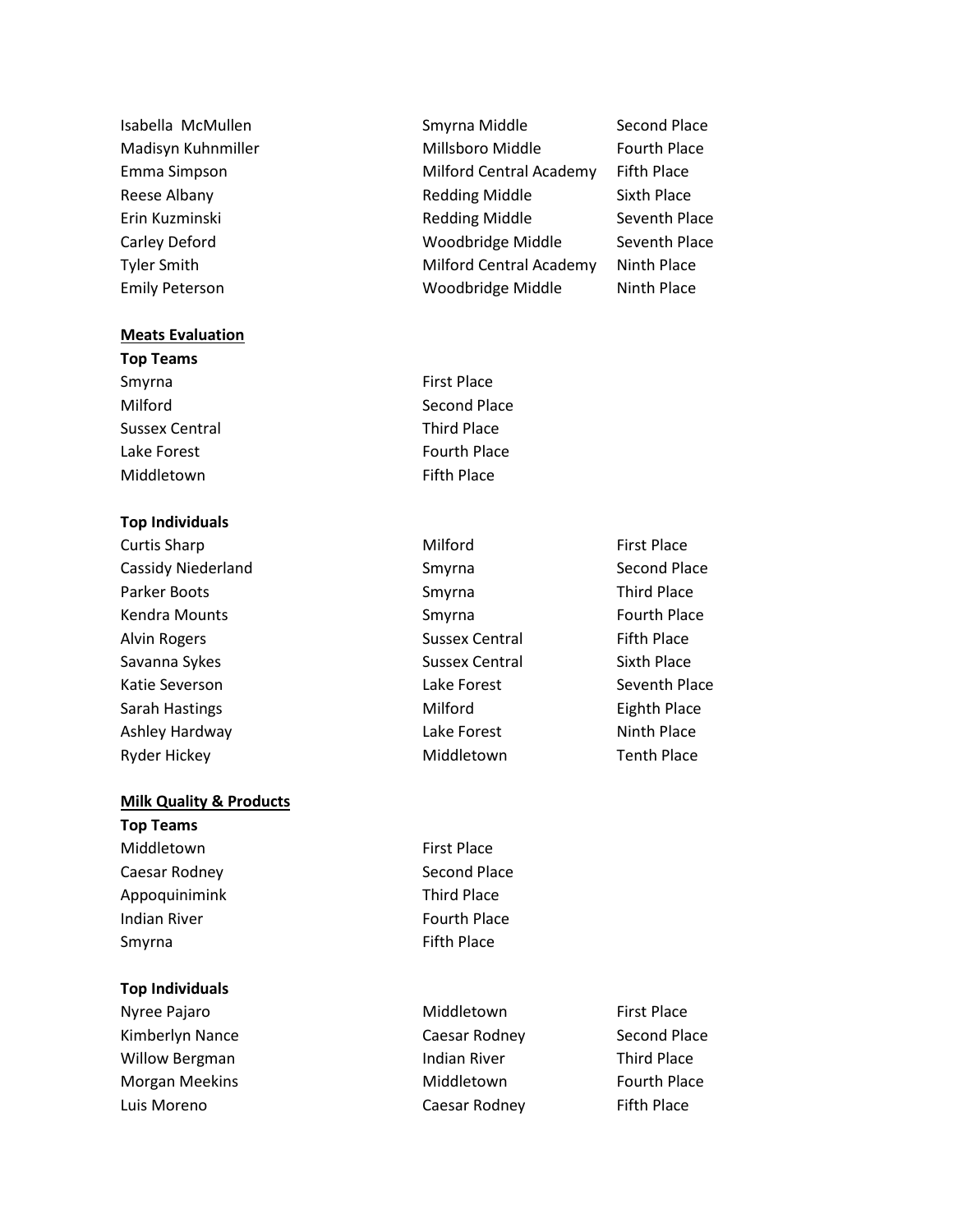| | | |
|---|---|---|
| Isabella McMullen | Smyrna Middle | Second Place |
| Madisyn Kuhnmiller | Millsboro Middle | Fourth Place |
| Emma Simpson | Milford Central Academy | Fifth Place |
| Reese Albany | Redding Middle | Sixth Place |
| Erin Kuzminski | Redding Middle | Seventh Place |
| Carley Deford | Woodbridge Middle | Seventh Place |
| Tyler Smith | Milford Central Academy | Ninth Place |
| Emily Peterson | Woodbridge Middle | Ninth Place |

**Meats Evaluation**

**Top Teams**

| | |
|---|---|
| Smyrna | First Place |
| Milford | Second Place |
| Sussex Central | Third Place |
| Lake Forest | Fourth Place |
| Middletown | Fifth Place |

**Top Individuals**

| | | |
|---|---|---|
| Curtis Sharp | Milford | First Place |
| Cassidy Niederland | Smyrna | Second Place |
| Parker Boots | Smyrna | Third Place |
| Kendra Mounts | Smyrna | Fourth Place |
| Alvin Rogers | Sussex Central | Fifth Place |
| Savanna Sykes | Sussex Central | Sixth Place |
| Katie Severson | Lake Forest | Seventh Place |
| Sarah Hastings | Milford | Eighth Place |
| Ashley Hardway | Lake Forest | Ninth Place |
| Ryder Hickey | Middletown | Tenth Place |

**Milk Quality & Products**

**Top Teams**

| | |
|---|---|
| Middletown | First Place |
| Caesar Rodney | Second Place |
| Appoquinimink | Third Place |
| Indian River | Fourth Place |
| Smyrna | Fifth Place |

**Top Individuals**

| | | |
|---|---|---|
| Nyree Pajaro | Middletown | First Place |
| Kimberlyn Nance | Caesar Rodney | Second Place |
| Willow Bergman | Indian River | Third Place |
| Morgan Meekins | Middletown | Fourth Place |
| Luis Moreno | Caesar Rodney | Fifth Place |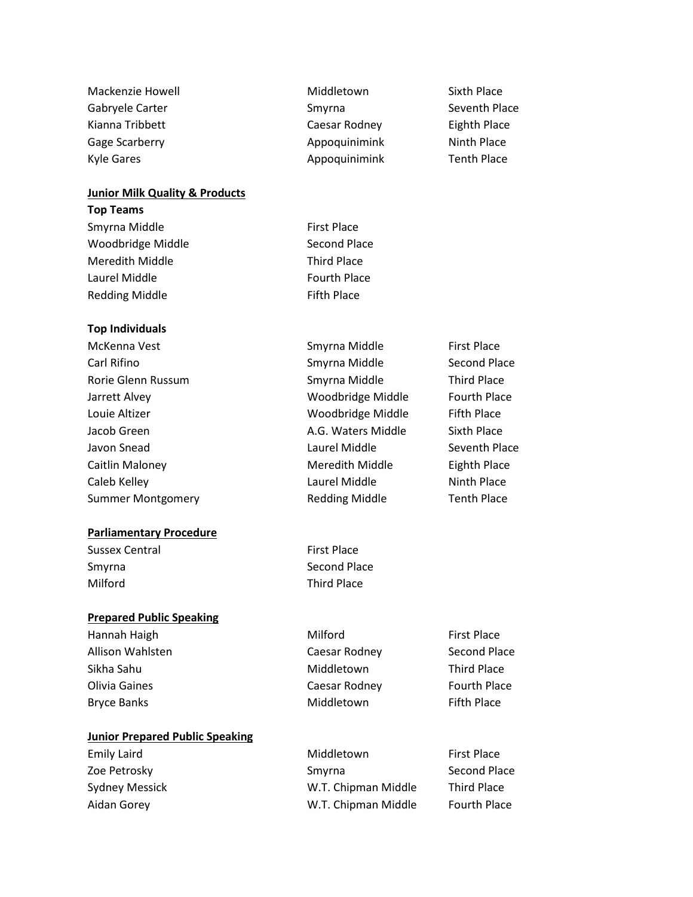| | | |
|---|---|---|
| Mackenzie Howell | Middletown | Sixth Place |
| Gabryele Carter | Smyrna | Seventh Place |
| Kianna Tribbett | Caesar Rodney | Eighth Place |
| Gage Scarberry | Appoquinimink | Ninth Place |
| Kyle Gares | Appoquinimink | Tenth Place |

**Junior Milk Quality & Products**

**Top Teams**

| | |
|---|---|
| Smyrna Middle | First Place |
| Woodbridge Middle | Second Place |
| Meredith Middle | Third Place |
| Laurel Middle | Fourth Place |
| Redding Middle | Fifth Place |

**Top Individuals**

| | | |
|---|---|---|
| McKenna Vest | Smyrna Middle | First Place |
| Carl Rifino | Smyrna Middle | Second Place |
| Rorie Glenn Russum | Smyrna Middle | Third Place |
| Jarrett Alvey | Woodbridge Middle | Fourth Place |
| Louie Altizer | Woodbridge Middle | Fifth Place |
| Jacob Green | A.G. Waters Middle | Sixth Place |
| Javon Snead | Laurel Middle | Seventh Place |
| Caitlin Maloney | Meredith Middle | Eighth Place |
| Caleb Kelley | Laurel Middle | Ninth Place |
| Summer Montgomery | Redding Middle | Tenth Place |

**Parliamentary Procedure**

| | |
|---|---|
| Sussex Central | First Place |
| Smyrna | Second Place |
| Milford | Third Place |

**Prepared Public Speaking**

| | | |
|---|---|---|
| Hannah Haigh | Milford | First Place |
| Allison Wahlsten | Caesar Rodney | Second Place |
| Sikha Sahu | Middletown | Third Place |
| Olivia Gaines | Caesar Rodney | Fourth Place |
| Bryce Banks | Middletown | Fifth Place |

**Junior Prepared Public Speaking**

| | | |
|---|---|---|
| Emily Laird | Middletown | First Place |
| Zoe Petrosky | Smyrna | Second Place |
| Sydney Messick | W.T. Chipman Middle | Third Place |
| Aidan Gorey | W.T. Chipman Middle | Fourth Place |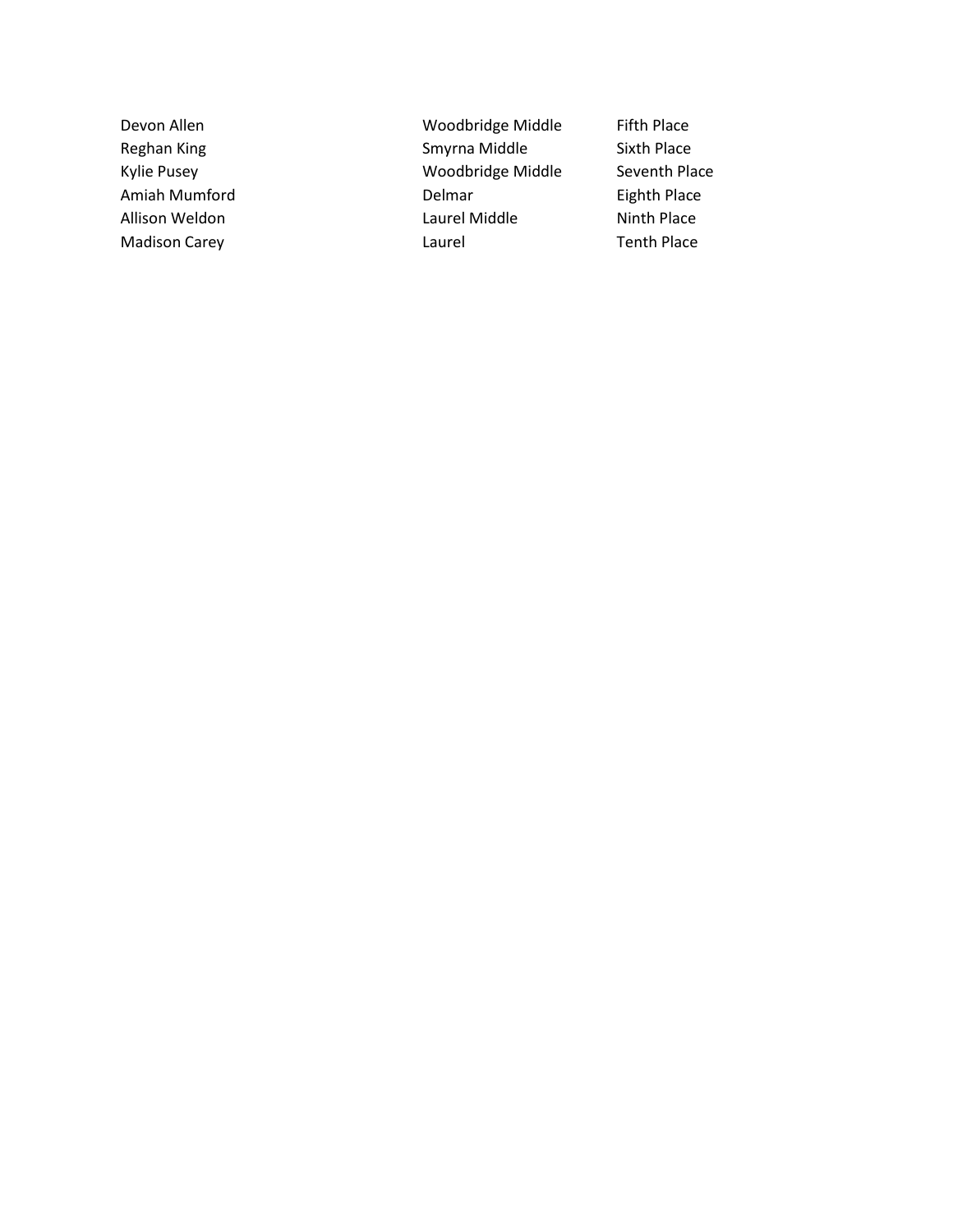| | | |
|---|---|---|
| Devon Allen | Woodbridge Middle | Fifth Place |
| Reghan King | Smyrna Middle | Sixth Place |
| Kylie Pusey | Woodbridge Middle | Seventh Place |
| Amiah Mumford | Delmar | Eighth Place |
| Allison Weldon | Laurel Middle | Ninth Place |
| Madison Carey | Laurel | Tenth Place |